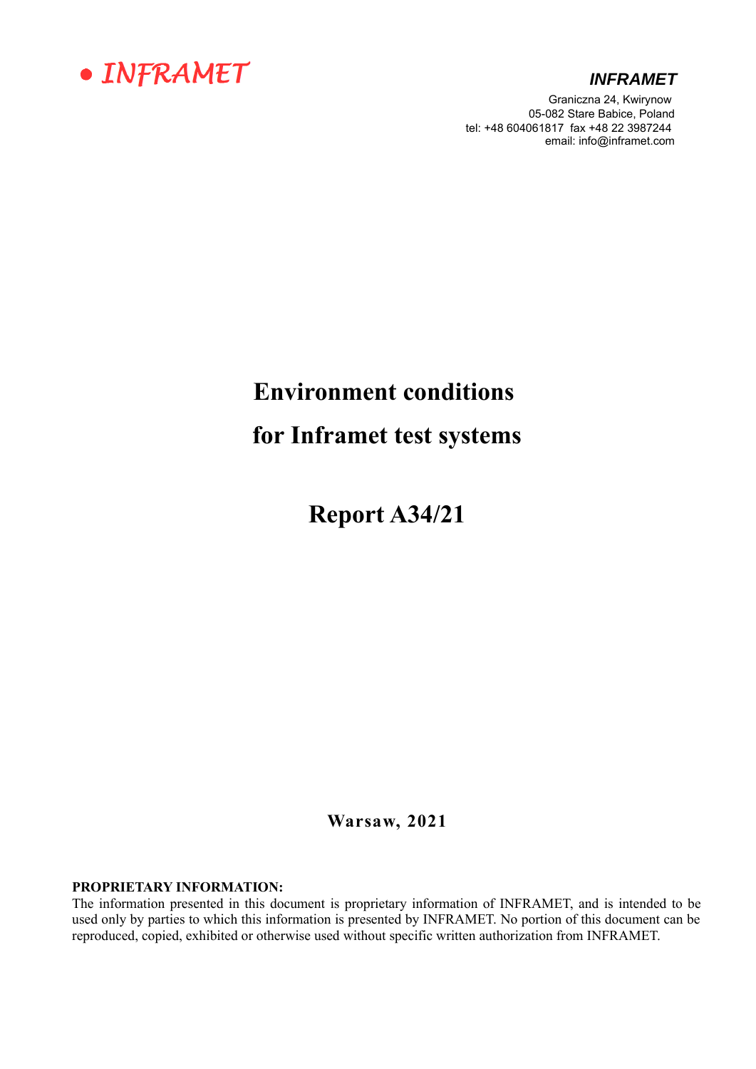• INFRAMET

***INFRAMET***

Graniczna 24, Kwirynow
05-082 Stare Babice, Poland
tel: +48 604061817 fax +48 22 3987244
email: info@inframet.com

# Environment conditions for Inframet test systems

# Report A34/21

**Warsaw, 2021**

**PROPRIETARY INFORMATION:**
The information presented in this document is proprietary information of INFRAMET, and is intended to be used only by parties to which this information is presented by INFRAMET. No portion of this document can be reproduced, copied, exhibited or otherwise used without specific written authorization from INFRAMET.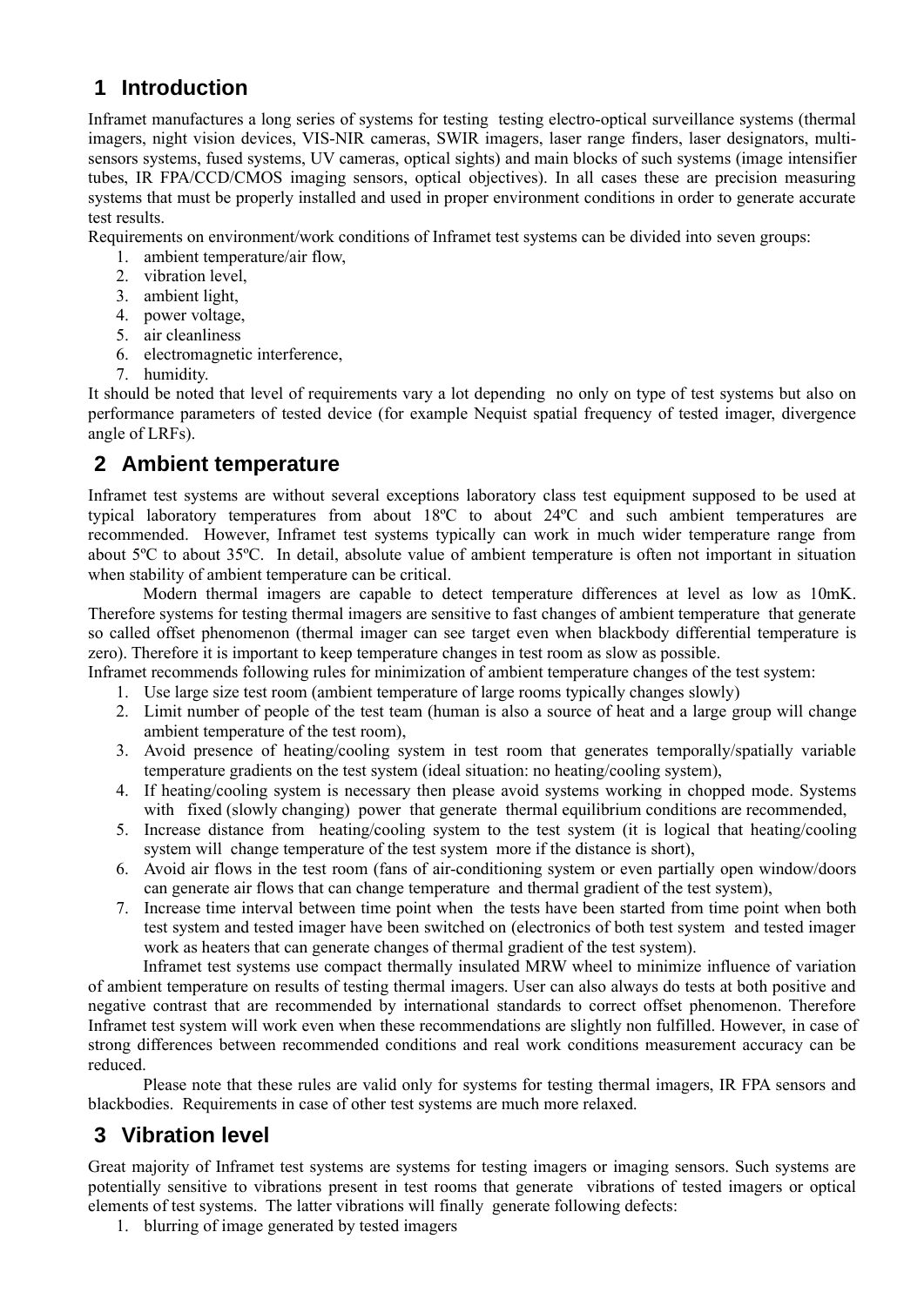## 1 Introduction

Inframet manufactures a long series of systems for testing testing electro-optical surveillance systems (thermal imagers, night vision devices, VIS-NIR cameras, SWIR imagers, laser range finders, laser designators, multi-sensors systems, fused systems, UV cameras, optical sights) and main blocks of such systems (image intensifier tubes, IR FPA/CCD/CMOS imaging sensors, optical objectives). In all cases these are precision measuring systems that must be properly installed and used in proper environment conditions in order to generate accurate test results.

Requirements on environment/work conditions of Inframet test systems can be divided into seven groups:

1. ambient temperature/air flow,
2. vibration level,
3. ambient light,
4. power voltage,
5. air cleanliness
6. electromagnetic interference,
7. humidity.

It should be noted that level of requirements vary a lot depending no only on type of test systems but also on performance parameters of tested device (for example Nequist spatial frequency of tested imager, divergence angle of LRFs).

## 2 Ambient temperature

Inframet test systems are without several exceptions laboratory class test equipment supposed to be used at typical laboratory temperatures from about 18ºC to about 24ºC and such ambient temperatures are recommended. However, Inframet test systems typically can work in much wider temperature range from about 5ºC to about 35ºC. In detail, absolute value of ambient temperature is often not important in situation when stability of ambient temperature can be critical.

Modern thermal imagers are capable to detect temperature differences at level as low as 10mK. Therefore systems for testing thermal imagers are sensitive to fast changes of ambient temperature that generate so called offset phenomenon (thermal imager can see target even when blackbody differential temperature is zero). Therefore it is important to keep temperature changes in test room as slow as possible.

Inframet recommends following rules for minimization of ambient temperature changes of the test system:

1. Use large size test room (ambient temperature of large rooms typically changes slowly)
2. Limit number of people of the test team (human is also a source of heat and a large group will change ambient temperature of the test room),
3. Avoid presence of heating/cooling system in test room that generates temporally/spatially variable temperature gradients on the test system (ideal situation: no heating/cooling system),
4. If heating/cooling system is necessary then please avoid systems working in chopped mode. Systems with fixed (slowly changing) power that generate thermal equilibrium conditions are recommended,
5. Increase distance from heating/cooling system to the test system (it is logical that heating/cooling system will change temperature of the test system more if the distance is short),
6. Avoid air flows in the test room (fans of air-conditioning system or even partially open window/doors can generate air flows that can change temperature and thermal gradient of the test system),
7. Increase time interval between time point when the tests have been started from time point when both test system and tested imager have been switched on (electronics of both test system and tested imager work as heaters that can generate changes of thermal gradient of the test system).

Inframet test systems use compact thermally insulated MRW wheel to minimize influence of variation of ambient temperature on results of testing thermal imagers. User can also always do tests at both positive and negative contrast that are recommended by international standards to correct offset phenomenon. Therefore Inframet test system will work even when these recommendations are slightly non fulfilled. However, in case of strong differences between recommended conditions and real work conditions measurement accuracy can be reduced.

Please note that these rules are valid only for systems for testing thermal imagers, IR FPA sensors and blackbodies. Requirements in case of other test systems are much more relaxed.

## 3 Vibration level

Great majority of Inframet test systems are systems for testing imagers or imaging sensors. Such systems are potentially sensitive to vibrations present in test rooms that generate vibrations of tested imagers or optical elements of test systems. The latter vibrations will finally generate following defects:

1. blurring of image generated by tested imagers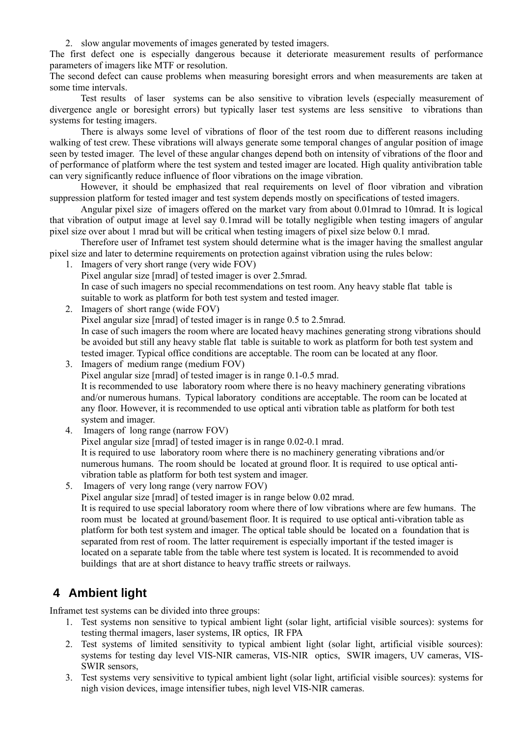2. slow angular movements of images generated by tested imagers.

The first defect one is especially dangerous because it deteriorate measurement results of performance parameters of imagers like MTF or resolution.

The second defect can cause problems when measuring boresight errors and when measurements are taken at some time intervals.

Test results of laser systems can be also sensitive to vibration levels (especially measurement of divergence angle or boresight errors) but typically laser test systems are less sensitive to vibrations than systems for testing imagers.

There is always some level of vibrations of floor of the test room due to different reasons including walking of test crew. These vibrations will always generate some temporal changes of angular position of image seen by tested imager. The level of these angular changes depend both on intensity of vibrations of the floor and of performance of platform where the test system and tested imager are located. High quality antivibration table can very significantly reduce influence of floor vibrations on the image vibration.

However, it should be emphasized that real requirements on level of floor vibration and vibration suppression platform for tested imager and test system depends mostly on specifications of tested imagers.

Angular pixel size of imagers offered on the market vary from about 0.01mrad to 10mrad. It is logical that vibration of output image at level say 0.1mrad will be totally negligible when testing imagers of angular pixel size over about 1 mrad but will be critical when testing imagers of pixel size below 0.1 mrad.

Therefore user of Inframet test system should determine what is the imager having the smallest angular pixel size and later to determine requirements on protection against vibration using the rules below:

1. Imagers of very short range (very wide FOV)
   Pixel angular size [mrad] of tested imager is over 2.5mrad.
   In case of such imagers no special recommendations on test room. Any heavy stable flat table is suitable to work as platform for both test system and tested imager.
2. Imagers of short range (wide FOV)
   Pixel angular size [mrad] of tested imager is in range 0.5 to 2.5mrad.
   In case of such imagers the room where are located heavy machines generating strong vibrations should be avoided but still any heavy stable flat table is suitable to work as platform for both test system and tested imager. Typical office conditions are acceptable. The room can be located at any floor.
3. Imagers of medium range (medium FOV)
   Pixel angular size [mrad] of tested imager is in range 0.1-0.5 mrad.
   It is recommended to use laboratory room where there is no heavy machinery generating vibrations and/or numerous humans. Typical laboratory conditions are acceptable. The room can be located at any floor. However, it is recommended to use optical anti vibration table as platform for both test system and imager.
4. Imagers of long range (narrow FOV)
   Pixel angular size [mrad] of tested imager is in range 0.02-0.1 mrad.
   It is required to use laboratory room where there is no machinery generating vibrations and/or numerous humans. The room should be located at ground floor. It is required to use optical anti-vibration table as platform for both test system and imager.
5. Imagers of very long range (very narrow FOV)
   Pixel angular size [mrad] of tested imager is in range below 0.02 mrad.
   It is required to use special laboratory room where there of low vibrations where are few humans. The room must be located at ground/basement floor. It is required to use optical anti-vibration table as platform for both test system and imager. The optical table should be located on a foundation that is separated from rest of room. The latter requirement is especially important if the tested imager is located on a separate table from the table where test system is located. It is recommended to avoid buildings that are at short distance to heavy traffic streets or railways.

# 4 Ambient light

Inframet test systems can be divided into three groups:

1. Test systems non sensitive to typical ambient light (solar light, artificial visible sources): systems for testing thermal imagers, laser systems, IR optics, IR FPA
2. Test systems of limited sensitivity to typical ambient light (solar light, artificial visible sources): systems for testing day level VIS-NIR cameras, VIS-NIR optics, SWIR imagers, UV cameras, VIS-SWIR sensors,
3. Test systems very sensivitive to typical ambient light (solar light, artificial visible sources): systems for nigh vision devices, image intensifier tubes, nigh level VIS-NIR cameras.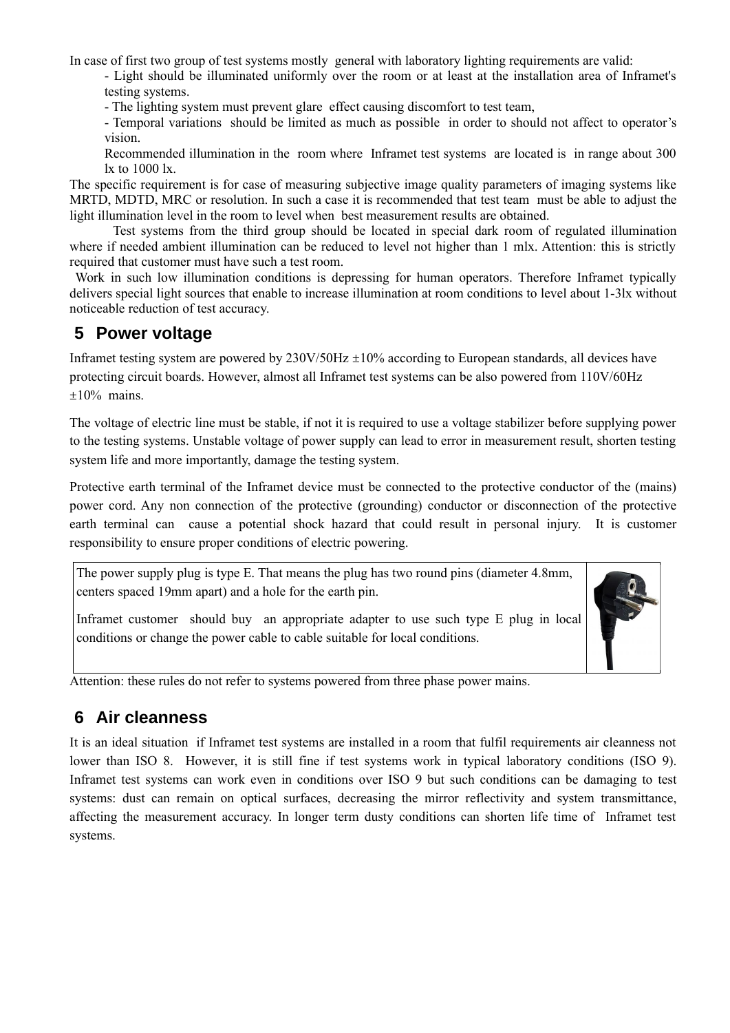In case of first two group of test systems mostly general with laboratory lighting requirements are valid:

- Light should be illuminated uniformly over the room or at least at the installation area of Inframet's testing systems.
- The lighting system must prevent glare effect causing discomfort to test team,
- Temporal variations should be limited as much as possible in order to should not affect to operator's vision.

Recommended illumination in the room where Inframet test systems are located is in range about 300 lx to 1000 lx.

The specific requirement is for case of measuring subjective image quality parameters of imaging systems like MRTD, MDTD, MRC or resolution. In such a case it is recommended that test team must be able to adjust the light illumination level in the room to level when best measurement results are obtained.

Test systems from the third group should be located in special dark room of regulated illumination where if needed ambient illumination can be reduced to level not higher than 1 mlx. Attention: this is strictly required that customer must have such a test room.

Work in such low illumination conditions is depressing for human operators. Therefore Inframet typically delivers special light sources that enable to increase illumination at room conditions to level about 1-3lx without noticeable reduction of test accuracy.

## 5 Power voltage

Inframet testing system are powered by 230V/50Hz ±10% according to European standards, all devices have protecting circuit boards. However, almost all Inframet test systems can be also powered from 110V/60Hz ±10% mains.

The voltage of electric line must be stable, if not it is required to use a voltage stabilizer before supplying power to the testing systems. Unstable voltage of power supply can lead to error in measurement result, shorten testing system life and more importantly, damage the testing system.

Protective earth terminal of the Inframet device must be connected to the protective conductor of the (mains) power cord. Any non connection of the protective (grounding) conductor or disconnection of the protective earth terminal can cause a potential shock hazard that could result in personal injury. It is customer responsibility to ensure proper conditions of electric powering.

The power supply plug is type E. That means the plug has two round pins (diameter 4.8mm, centers spaced 19mm apart) and a hole for the earth pin.

Inframet customer should buy an appropriate adapter to use such type E plug in local conditions or change the power cable to cable suitable for local conditions.

Attention: these rules do not refer to systems powered from three phase power mains.

## 6 Air cleanness

It is an ideal situation if Inframet test systems are installed in a room that fulfil requirements air cleanness not lower than ISO 8. However, it is still fine if test systems work in typical laboratory conditions (ISO 9). Inframet test systems can work even in conditions over ISO 9 but such conditions can be damaging to test systems: dust can remain on optical surfaces, decreasing the mirror reflectivity and system transmittance, affecting the measurement accuracy. In longer term dusty conditions can shorten life time of Inframet test systems.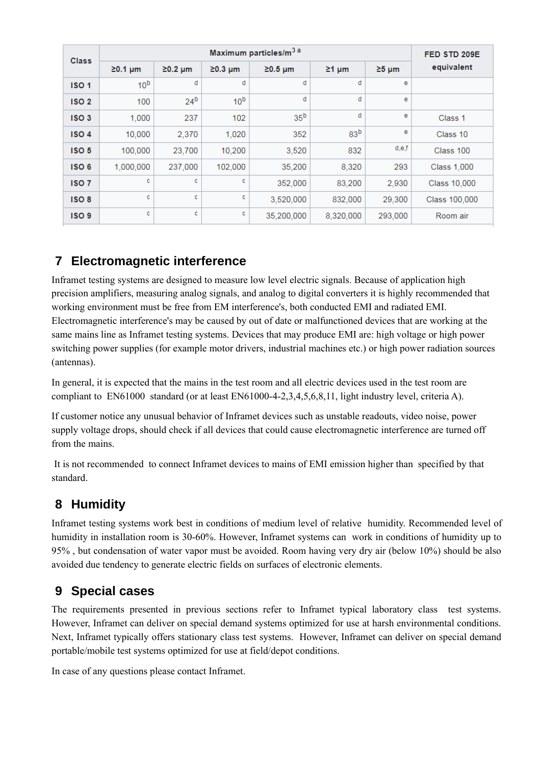| Class | Maximum particles/m3 [a] | | | | | | FED STD 209E equivalent |
|---|---|---|---|---|---|---|---|
| | ≥0.1 µm | ≥0.2 µm | ≥0.3 µm | ≥0.5 µm | ≥1 µm | ≥5 µm | |
| ISO 1 | 10 [b] | [d] | [d] | [d] | [d] | [e] | |
| ISO 2 | 100 | 24 [b] | 10 [b] | [d] | [d] | [e] | |
| ISO 3 | 1,000 | 237 | 102 | 35 [b] | [d] | [e] | Class 1 |
| ISO 4 | 10,000 | 2,370 | 1,020 | 352 | 83 [b] | [e] | Class 10 |
| ISO 5 | 100,000 | 23,700 | 10,200 | 3,520 | 832 | [d,e,f] | Class 100 |
| ISO 6 | 1,000,000 | 237,000 | 102,000 | 35,200 | 8,320 | 293 | Class 1,000 |
| ISO 7 | [c] | [c] | [c] | 352,000 | 83,200 | 2,930 | Class 10,000 |
| ISO 8 | [c] | [c] | [c] | 3,520,000 | 832,000 | 29,300 | Class 100,000 |
| ISO 9 | [c] | [c] | [c] | 35,200,000 | 8,320,000 | 293,000 | Room air |

## 7 Electromagnetic interference

Inframet testing systems are designed to measure low level electric signals. Because of application high precision amplifiers, measuring analog signals, and analog to digital converters it is highly recommended that working environment must be free from EM interference's, both conducted EMI and radiated EMI. Electromagnetic interference's may be caused by out of date or malfunctioned devices that are working at the same mains line as Inframet testing systems. Devices that may produce EMI are: high voltage or high power switching power supplies (for example motor drivers, industrial machines etc.) or high power radiation sources (antennas).

In general, it is expected that the mains in the test room and all electric devices used in the test room are compliant to EN61000 standard (or at least EN61000-4-2,3,4,5,6,8,11, light industry level, criteria A).

If customer notice any unusual behavior of Inframet devices such as unstable readouts, video noise, power supply voltage drops, should check if all devices that could cause electromagnetic interference are turned off from the mains.

It is not recommended to connect Inframet devices to mains of EMI emission higher than specified by that standard.

## 8 Humidity

Inframet testing systems work best in conditions of medium level of relative humidity. Recommended level of humidity in installation room is 30-60%. However, Inframet systems can work in conditions of humidity up to 95% , but condensation of water vapor must be avoided. Room having very dry air (below 10%) should be also avoided due tendency to generate electric fields on surfaces of electronic elements.

## 9 Special cases

The requirements presented in previous sections refer to Inframet typical laboratory class test systems. However, Inframet can deliver on special demand systems optimized for use at harsh environmental conditions. Next, Inframet typically offers stationary class test systems. However, Inframet can deliver on special demand portable/mobile test systems optimized for use at field/depot conditions.

In case of any questions please contact Inframet.